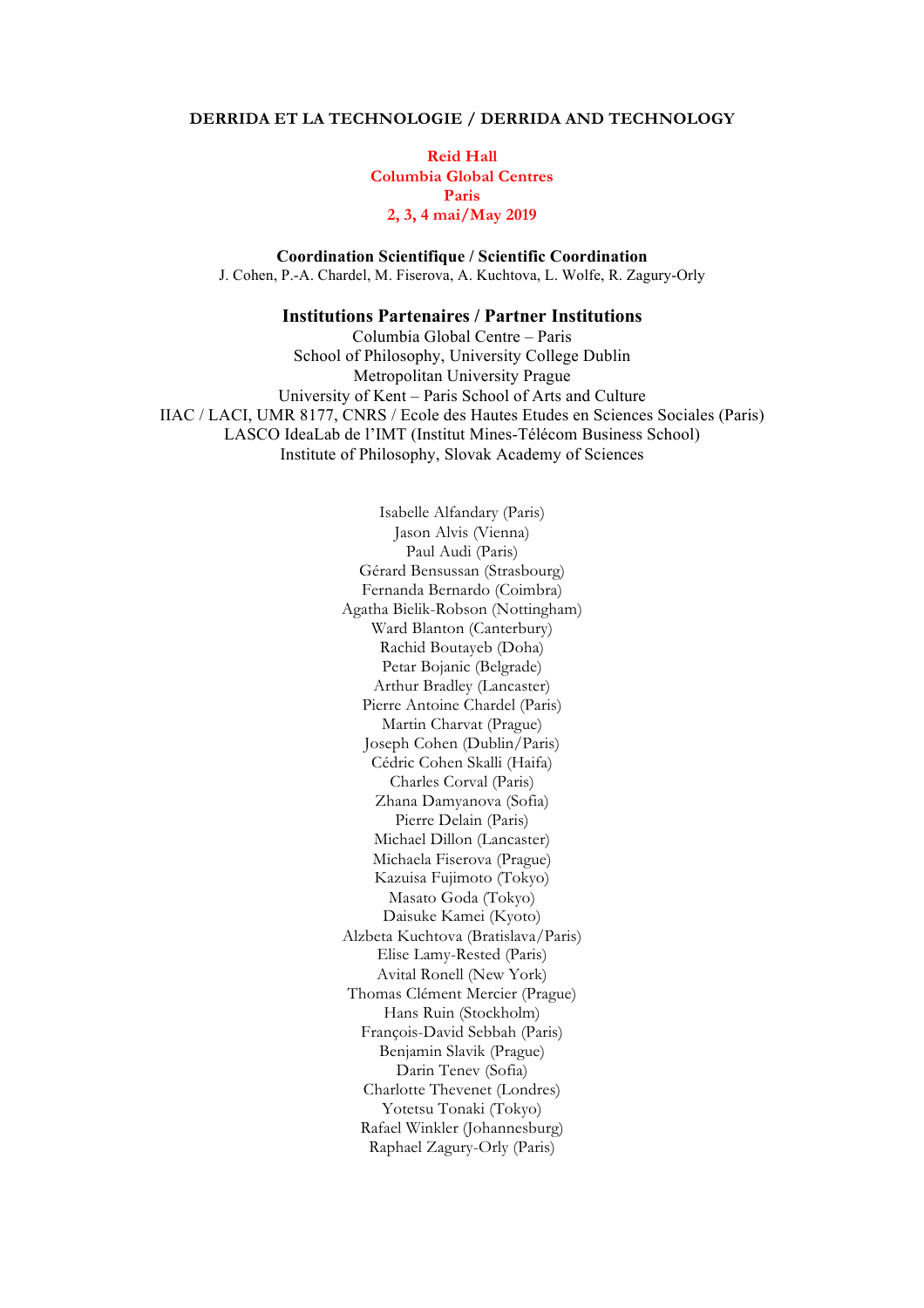# DERRIDA ET LA TECHNOLOGIE / DERRIDA AND TECHNOLOGY

**Reid Hall**
**Columbia Global Centres**
**Paris**
**2, 3, 4 mai/May 2019**

**Coordination Scientifique / Scientific Coordination**

J. Cohen, P.-A. Chardel, M. Fiserova, A. Kuchtova, L. Wolfe, R. Zagury-Orly

## Institutions Partenaires / Partner Institutions

Columbia Global Centre – Paris
School of Philosophy, University College Dublin
Metropolitan University Prague
University of Kent – Paris School of Arts and Culture
IIAC / LACI, UMR 8177, CNRS / Ecole des Hautes Etudes en Sciences Sociales (Paris)
LASCO IdeaLab de l'IMT (Institut Mines-Télécom Business School)
Institute of Philosophy, Slovak Academy of Sciences

Isabelle Alfandary (Paris)
Jason Alvis (Vienna)
Paul Audi (Paris)
Gérard Bensussan (Strasbourg)
Fernanda Bernardo (Coimbra)
Agatha Bielik-Robson (Nottingham)
Ward Blanton (Canterbury)
Rachid Boutayeb (Doha)
Petar Bojanic (Belgrade)
Arthur Bradley (Lancaster)
Pierre Antoine Chardel (Paris)
Martin Charvat (Prague)
Joseph Cohen (Dublin/Paris)
Cédric Cohen Skalli (Haifa)
Charles Corval (Paris)
Zhana Damyanova (Sofia)
Pierre Delain (Paris)
Michael Dillon (Lancaster)
Michaela Fiserova (Prague)
Kazuisa Fujimoto (Tokyo)
Masato Goda (Tokyo)
Daisuke Kamei (Kyoto)
Alzbeta Kuchtova (Bratislava/Paris)
Elise Lamy-Rested (Paris)
Avital Ronell (New York)
Thomas Clément Mercier (Prague)
Hans Ruin (Stockholm)
François-David Sebbah (Paris)
Benjamin Slavik (Prague)
Darin Tenev (Sofia)
Charlotte Thevenet (Londres)
Yotetsu Tonaki (Tokyo)
Rafael Winkler (Johannesburg)
Raphael Zagury-Orly (Paris)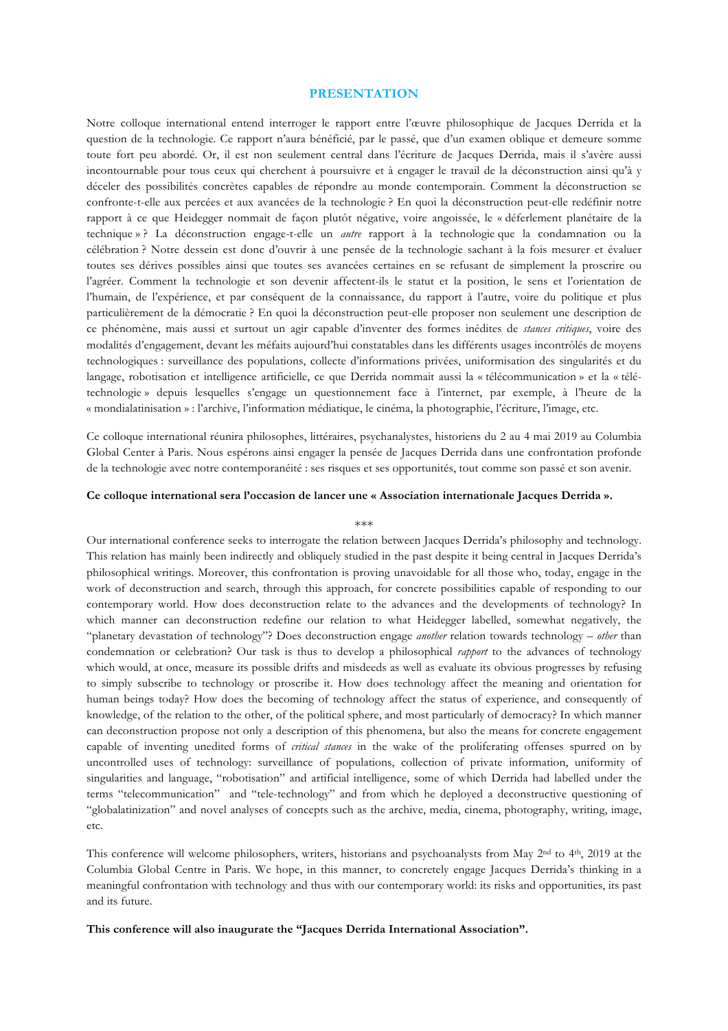# PRESENTATION

Notre colloque international entend interroger le rapport entre l'œuvre philosophique de Jacques Derrida et la question de la technologie. Ce rapport n'aura bénéficié, par le passé, que d'un examen oblique et demeure somme toute fort peu abordé. Or, il est non seulement central dans l'écriture de Jacques Derrida, mais il s'avère aussi incontournable pour tous ceux qui cherchent à poursuivre et à engager le travail de la déconstruction ainsi qu'à y déceler des possibilités concrètes capables de répondre au monde contemporain. Comment la déconstruction se confronte-t-elle aux percées et aux avancées de la technologie ? En quoi la déconstruction peut-elle redéfinir notre rapport à ce que Heidegger nommait de façon plutôt négative, voire angoissée, le « déferlement planétaire de la technique » ? La déconstruction engage-t-elle un *autre* rapport à la technologie que la condamnation ou la célébration ? Notre dessein est donc d'ouvrir à une pensée de la technologie sachant à la fois mesurer et évaluer toutes ses dérives possibles ainsi que toutes ses avancées certaines en se refusant de simplement la proscrire ou l'agréer. Comment la technologie et son devenir affectent-ils le statut et la position, le sens et l'orientation de l'humain, de l'expérience, et par conséquent de la connaissance, du rapport à l'autre, voire du politique et plus particulièrement de la démocratie ? En quoi la déconstruction peut-elle proposer non seulement une description de ce phénomène, mais aussi et surtout un agir capable d'inventer des formes inédites de *stances critiques*, voire des modalités d'engagement, devant les méfaits aujourd'hui constatables dans les différents usages incontrôlés de moyens technologiques : surveillance des populations, collecte d'informations privées, uniformisation des singularités et du langage, robotisation et intelligence artificielle, ce que Derrida nommait aussi la « télécommunication » et la « télé-technologie » depuis lesquelles s'engage un questionnement face à l'internet, par exemple, à l'heure de la « mondialatinisation » : l'archive, l'information médiatique, le cinéma, la photographie, l'écriture, l'image, etc.

Ce colloque international réunira philosophes, littéraires, psychanalystes, historiens du 2 au 4 mai 2019 au Columbia Global Center à Paris. Nous espérons ainsi engager la pensée de Jacques Derrida dans une confrontation profonde de la technologie avec notre contemporanéité : ses risques et ses opportunités, tout comme son passé et son avenir.

**Ce colloque international sera l'occasion de lancer une « Association internationale Jacques Derrida ».**

***

Our international conference seeks to interrogate the relation between Jacques Derrida's philosophy and technology. This relation has mainly been indirectly and obliquely studied in the past despite it being central in Jacques Derrida's philosophical writings. Moreover, this confrontation is proving unavoidable for all those who, today, engage in the work of deconstruction and search, through this approach, for concrete possibilities capable of responding to our contemporary world. How does deconstruction relate to the advances and the developments of technology? In which manner can deconstruction redefine our relation to what Heidegger labelled, somewhat negatively, the "planetary devastation of technology"? Does deconstruction engage *another* relation towards technology – *other* than condemnation or celebration? Our task is thus to develop a philosophical *rapport* to the advances of technology which would, at once, measure its possible drifts and misdeeds as well as evaluate its obvious progresses by refusing to simply subscribe to technology or proscribe it. How does technology affect the meaning and orientation for human beings today? How does the becoming of technology affect the status of experience, and consequently of knowledge, of the relation to the other, of the political sphere, and most particularly of democracy? In which manner can deconstruction propose not only a description of this phenomena, but also the means for concrete engagement capable of inventing unedited forms of *critical stances* in the wake of the proliferating offenses spurred on by uncontrolled uses of technology: surveillance of populations, collection of private information, uniformity of singularities and language, "robotisation" and artificial intelligence, some of which Derrida had labelled under the terms "telecommunication" and "tele-technology" and from which he deployed a deconstructive questioning of "globalatinization" and novel analyses of concepts such as the archive, media, cinema, photography, writing, image, etc.

This conference will welcome philosophers, writers, historians and psychoanalysts from May 2nd to 4th, 2019 at the Columbia Global Centre in Paris. We hope, in this manner, to concretely engage Jacques Derrida's thinking in a meaningful confrontation with technology and thus with our contemporary world: its risks and opportunities, its past and its future.

**This conference will also inaugurate the "Jacques Derrida International Association".**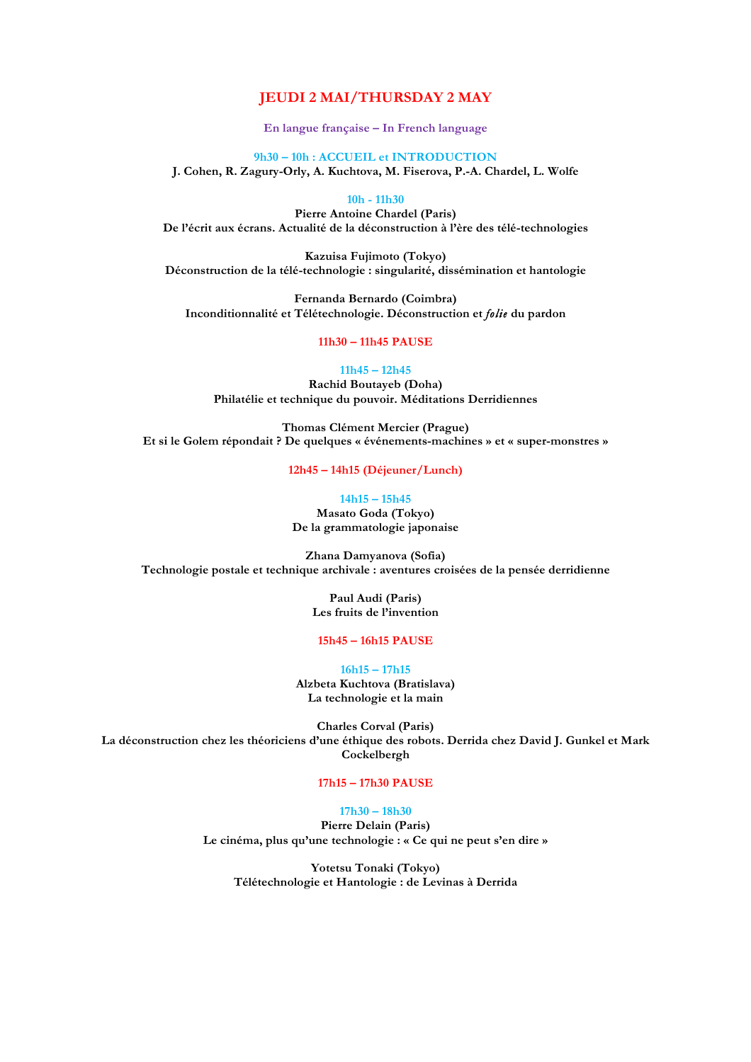## JEUDI 2 MAI/THURSDAY 2 MAY

**En langue française – In French language**

**9h30 – 10h : ACCUEIL et INTRODUCTION**
**J. Cohen, R. Zagury-Orly, A. Kuchtova, M. Fiserova, P.-A. Chardel, L. Wolfe**

**10h - 11h30**

**Pierre Antoine Chardel (Paris)**
**De l'écrit aux écrans. Actualité de la déconstruction à l'ère des télé-technologies**

**Kazuisa Fujimoto (Tokyo)**
**Déconstruction de la télé-technologie : singularité, dissémination et hantologie**

**Fernanda Bernardo (Coimbra)**
**Inconditionnalité et Télétechnologie. Déconstruction et *folie* du pardon**

**11h30 – 11h45 PAUSE**

**11h45 – 12h45**

**Rachid Boutayeb (Doha)**
**Philatélie et technique du pouvoir. Méditations Derridiennes**

**Thomas Clément Mercier (Prague)**
**Et si le Golem répondait ? De quelques « événements-machines » et « super-monstres »**

**12h45 – 14h15 (Déjeuner/Lunch)**

**14h15 – 15h45**

**Masato Goda (Tokyo)**
**De la grammatologie japonaise**

**Zhana Damyanova (Sofia)**
**Technologie postale et technique archivale : aventures croisées de la pensée derridienne**

**Paul Audi (Paris)**
**Les fruits de l'invention**

**15h45 – 16h15 PAUSE**

**16h15 – 17h15**

**Alzbeta Kuchtova (Bratislava)**
**La technologie et la main**

**Charles Corval (Paris)**
**La déconstruction chez les théoriciens d'une éthique des robots. Derrida chez David J. Gunkel et Mark Cockelbergh**

**17h15 – 17h30 PAUSE**

**17h30 – 18h30**

**Pierre Delain (Paris)**
**Le cinéma, plus qu'une technologie : « Ce qui ne peut s'en dire »**

**Yotetsu Tonaki (Tokyo)**
**Télétechnologie et Hantologie : de Levinas à Derrida**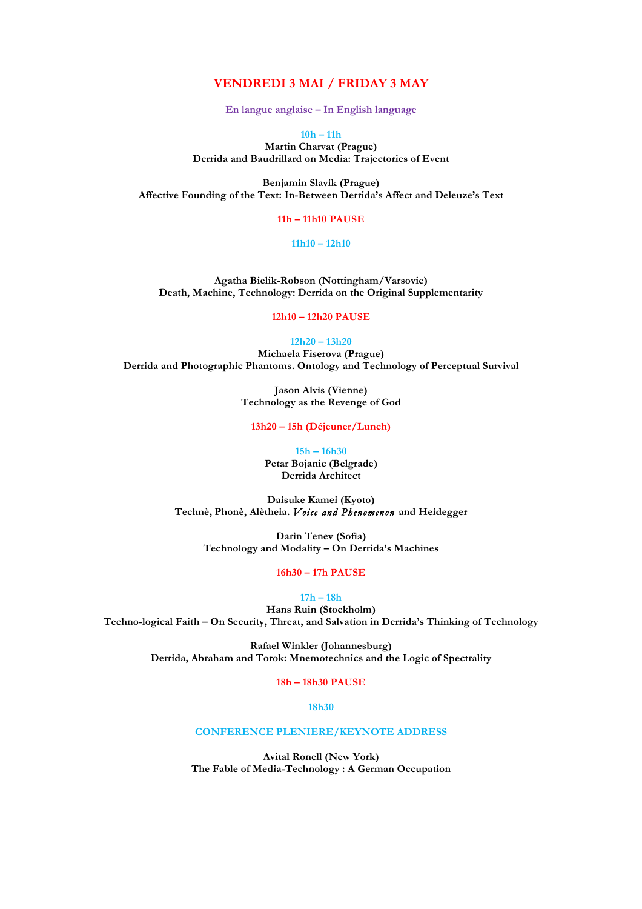## VENDREDI 3 MAI / FRIDAY 3 MAY

**En langue anglaise – In English language**

**10h – 11h**

**Martin Charvat (Prague)**
**Derrida and Baudrillard on Media: Trajectories of Event**

**Benjamin Slavik (Prague)**
**Affective Founding of the Text: In-Between Derrida's Affect and Deleuze's Text**

**11h – 11h10 PAUSE**

**11h10 – 12h10**

**Agatha Bielik-Robson (Nottingham/Varsovie)**
**Death, Machine, Technology: Derrida on the Original Supplementarity**

**12h10 – 12h20 PAUSE**

**12h20 – 13h20**

**Michaela Fiserova (Prague)**
**Derrida and Photographic Phantoms. Ontology and Technology of Perceptual Survival**

**Jason Alvis (Vienne)**
**Technology as the Revenge of God**

**13h20 – 15h (Déjeuner/Lunch)**

**15h – 16h30**

**Petar Bojanic (Belgrade)**
**Derrida Architect**

**Daisuke Kamei (Kyoto)**
**Technè, Phonè, Alètheia.** ***Voice and Phenomenon*** **and Heidegger**

**Darin Tenev (Sofia)**
**Technology and Modality – On Derrida's Machines**

**16h30 – 17h PAUSE**

**17h – 18h**

**Hans Ruin (Stockholm)**
**Techno-logical Faith – On Security, Threat, and Salvation in Derrida's Thinking of Technology**

**Rafael Winkler (Johannesburg)**
**Derrida, Abraham and Torok: Mnemotechnics and the Logic of Spectrality**

**18h – 18h30 PAUSE**

**18h30**

**CONFERENCE PLENIERE/KEYNOTE ADDRESS**

**Avital Ronell (New York)**
**The Fable of Media-Technology : A German Occupation**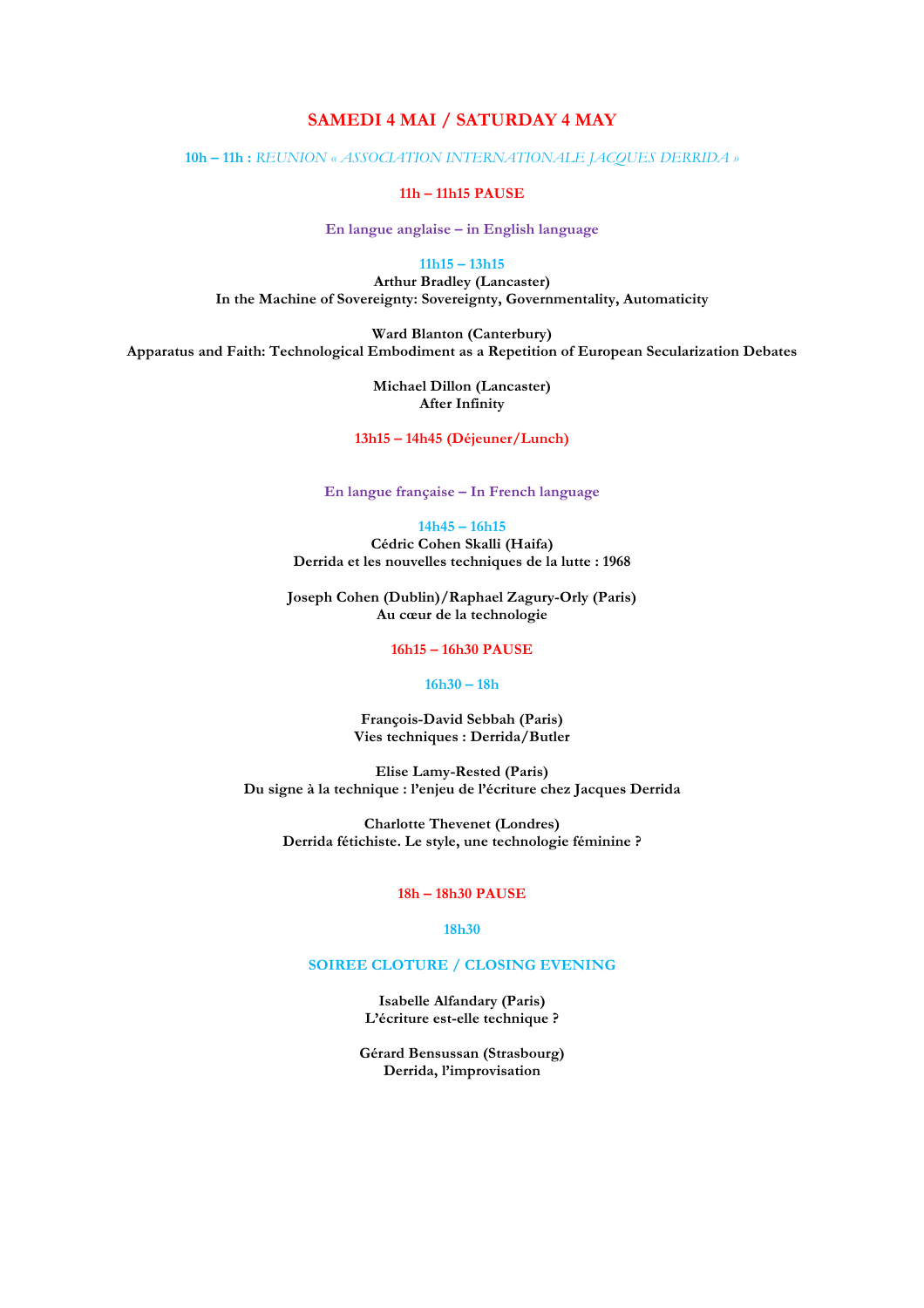# SAMEDI 4 MAI / SATURDAY 4 MAY

**10h – 11h :** *REUNION « ASSOCIATION INTERNATIONALE JACQUES DERRIDA »*

**11h – 11h15 PAUSE**

**En langue anglaise – in English language**

**11h15 – 13h15**

**Arthur Bradley (Lancaster)**
**In the Machine of Sovereignty: Sovereignty, Governmentality, Automaticity**

**Ward Blanton (Canterbury)**
**Apparatus and Faith: Technological Embodiment as a Repetition of European Secularization Debates**

**Michael Dillon (Lancaster)**
**After Infinity**

**13h15 – 14h45 (Déjeuner/Lunch)**

**En langue française – In French language**

**14h45 – 16h15**

**Cédric Cohen Skalli (Haifa)**
**Derrida et les nouvelles techniques de la lutte : 1968**

**Joseph Cohen (Dublin)/Raphael Zagury-Orly (Paris)**
**Au cœur de la technologie**

**16h15 – 16h30 PAUSE**

**16h30 – 18h**

**François-David Sebbah (Paris)**
**Vies techniques : Derrida/Butler**

**Elise Lamy-Rested (Paris)**
**Du signe à la technique : l'enjeu de l'écriture chez Jacques Derrida**

**Charlotte Thevenet (Londres)**
**Derrida fétichiste. Le style, une technologie féminine ?**

**18h – 18h30 PAUSE**

**18h30**

**SOIREE CLOTURE / CLOSING EVENING**

**Isabelle Alfandary (Paris)**
**L'écriture est-elle technique ?**

**Gérard Bensussan (Strasbourg)**
**Derrida, l'improvisation**